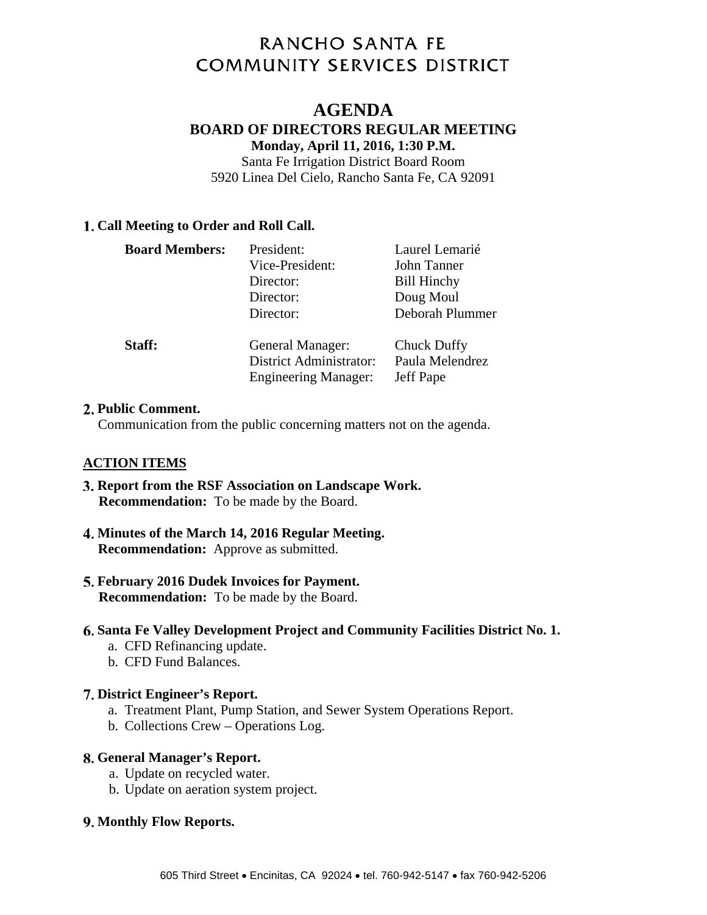# RANCHO SANTA FE COMMUNITY SERVICES DISTRICT

## AGENDA

### BOARD OF DIRECTORS REGULAR MEETING

**Monday, April 11, 2016, 1:30 P.M.**

Santa Fe Irrigation District Board Room
5920 Linea Del Cielo, Rancho Santa Fe, CA 92091

**1. Call Meeting to Order and Roll Call.**

| | | |
|---|---|---|
| **Board Members:** | President: | Laurel Lemarié |
| | Vice-President: | John Tanner |
| | Director: | Bill Hinchy |
| | Director: | Doug Moul |
| | Director: | Deborah Plummer |
| **Staff:** | General Manager: | Chuck Duffy |
| | District Administrator: | Paula Melendrez |
| | Engineering Manager: | Jeff Pape |

**2. Public Comment.**
Communication from the public concerning matters not on the agenda.

**ACTION ITEMS**

**3. Report from the RSF Association on Landscape Work.**
**Recommendation:** To be made by the Board.

**4. Minutes of the March 14, 2016 Regular Meeting.**
**Recommendation:** Approve as submitted.

**5. February 2016 Dudek Invoices for Payment.**
**Recommendation:** To be made by the Board.

**6. Santa Fe Valley Development Project and Community Facilities District No. 1.**
a. CFD Refinancing update.
b. CFD Fund Balances.

**7. District Engineer's Report.**
a. Treatment Plant, Pump Station, and Sewer System Operations Report.
b. Collections Crew – Operations Log.

**8. General Manager's Report.**
a. Update on recycled water.
b. Update on aeration system project.

**9. Monthly Flow Reports.**

605 Third Street • Encinitas, CA 92024 • tel. 760-942-5147 • fax 760-942-5206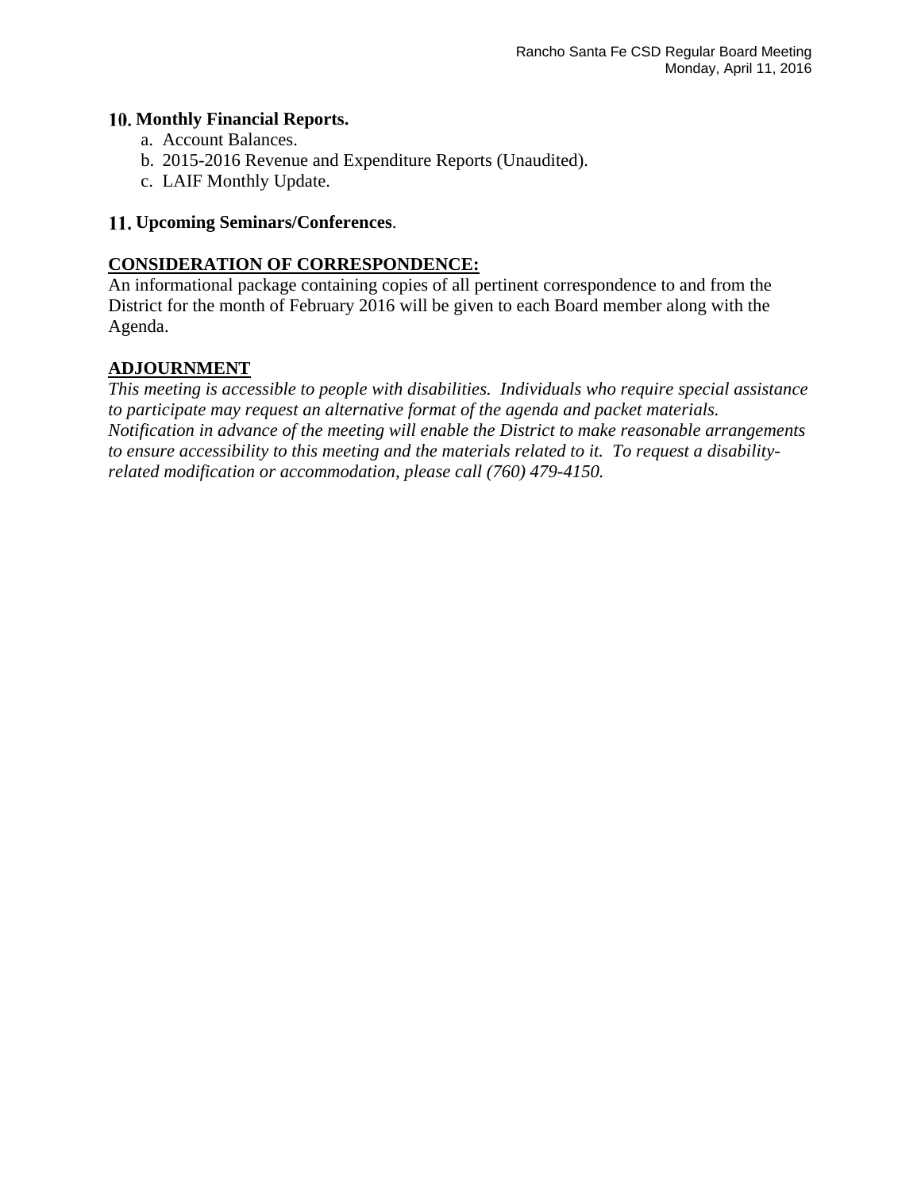**10. Monthly Financial Reports.**

a. Account Balances.
b. 2015-2016 Revenue and Expenditure Reports (Unaudited).
c. LAIF Monthly Update.

**11. Upcoming Seminars/Conferences**.

**<u>CONSIDERATION OF CORRESPONDENCE:</u>**

An informational package containing copies of all pertinent correspondence to and from the District for the month of February 2016 will be given to each Board member along with the Agenda.

**<u>ADJOURNMENT</u>**

*This meeting is accessible to people with disabilities. Individuals who require special assistance to participate may request an alternative format of the agenda and packet materials. Notification in advance of the meeting will enable the District to make reasonable arrangements to ensure accessibility to this meeting and the materials related to it. To request a disability-related modification or accommodation, please call (760) 479-4150.*